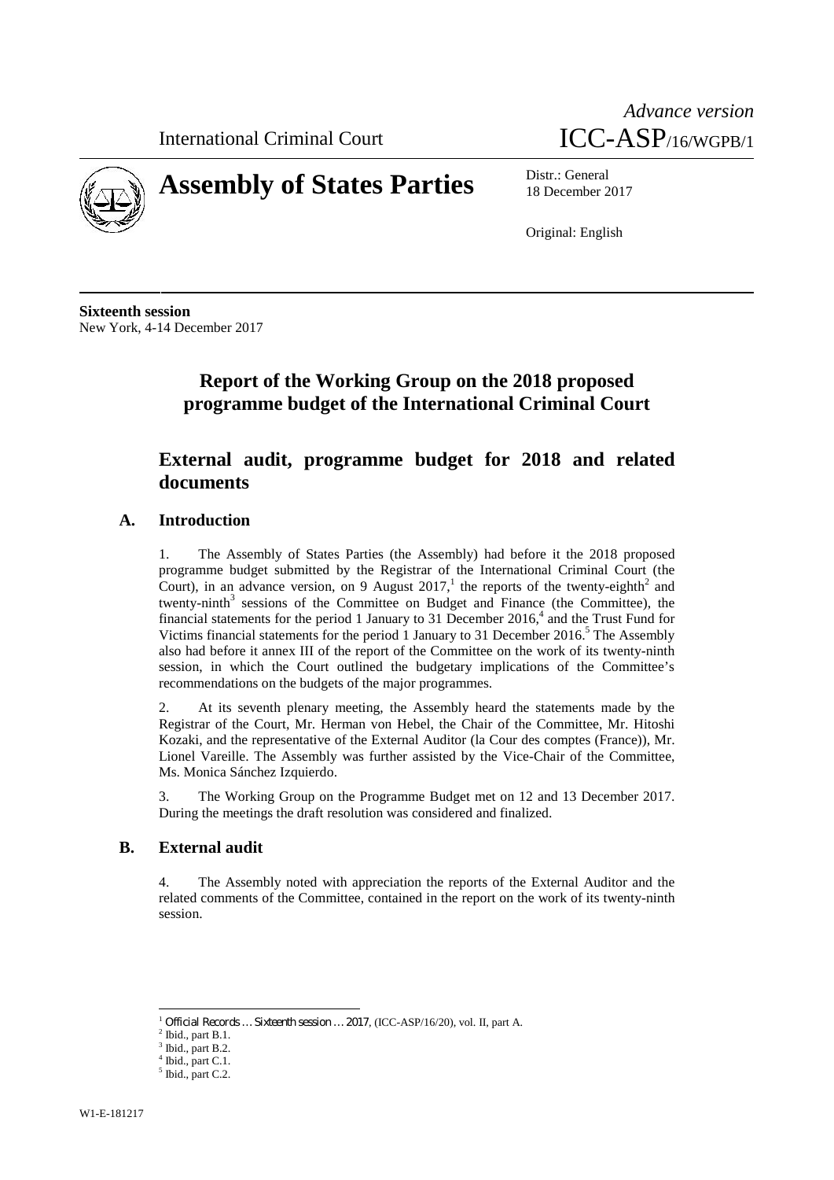International Criminal Court

*Advance version*
ICC-ASP/16/WGPB/1

# Assembly of States Parties

Distr.: General
18 December 2017

Original: English

**Sixteenth session**
New York, 4-14 December 2017

# Report of the Working Group on the 2018 proposed programme budget of the International Criminal Court

## External audit, programme budget for 2018 and related documents

### A. Introduction

1. The Assembly of States Parties (the Assembly) had before it the 2018 proposed programme budget submitted by the Registrar of the International Criminal Court (the Court), in an advance version, on 9 August 2017,[1] the reports of the twenty-eighth[2] and twenty-ninth[3] sessions of the Committee on Budget and Finance (the Committee), the financial statements for the period 1 January to 31 December 2016,[4] and the Trust Fund for Victims financial statements for the period 1 January to 31 December 2016.[5] The Assembly also had before it annex III of the report of the Committee on the work of its twenty-ninth session, in which the Court outlined the budgetary implications of the Committee's recommendations on the budgets of the major programmes.

2. At its seventh plenary meeting, the Assembly heard the statements made by the Registrar of the Court, Mr. Herman von Hebel, the Chair of the Committee, Mr. Hitoshi Kozaki, and the representative of the External Auditor (la Cour des comptes (France)), Mr. Lionel Vareille. The Assembly was further assisted by the Vice-Chair of the Committee, Ms. Monica Sánchez Izquierdo.

3. The Working Group on the Programme Budget met on 12 and 13 December 2017. During the meetings the draft resolution was considered and finalized.

### B. External audit

4. The Assembly noted with appreciation the reports of the External Auditor and the related comments of the Committee, contained in the report on the work of its twenty-ninth session.

---

[1] *Official Records … Sixteenth session … 2017*, (ICC-ASP/16/20), vol. II, part A.
[2] Ibid., part B.1.
[3] Ibid., part B.2.
[4] Ibid., part C.1.
[5] Ibid., part C.2.

W1-E-181217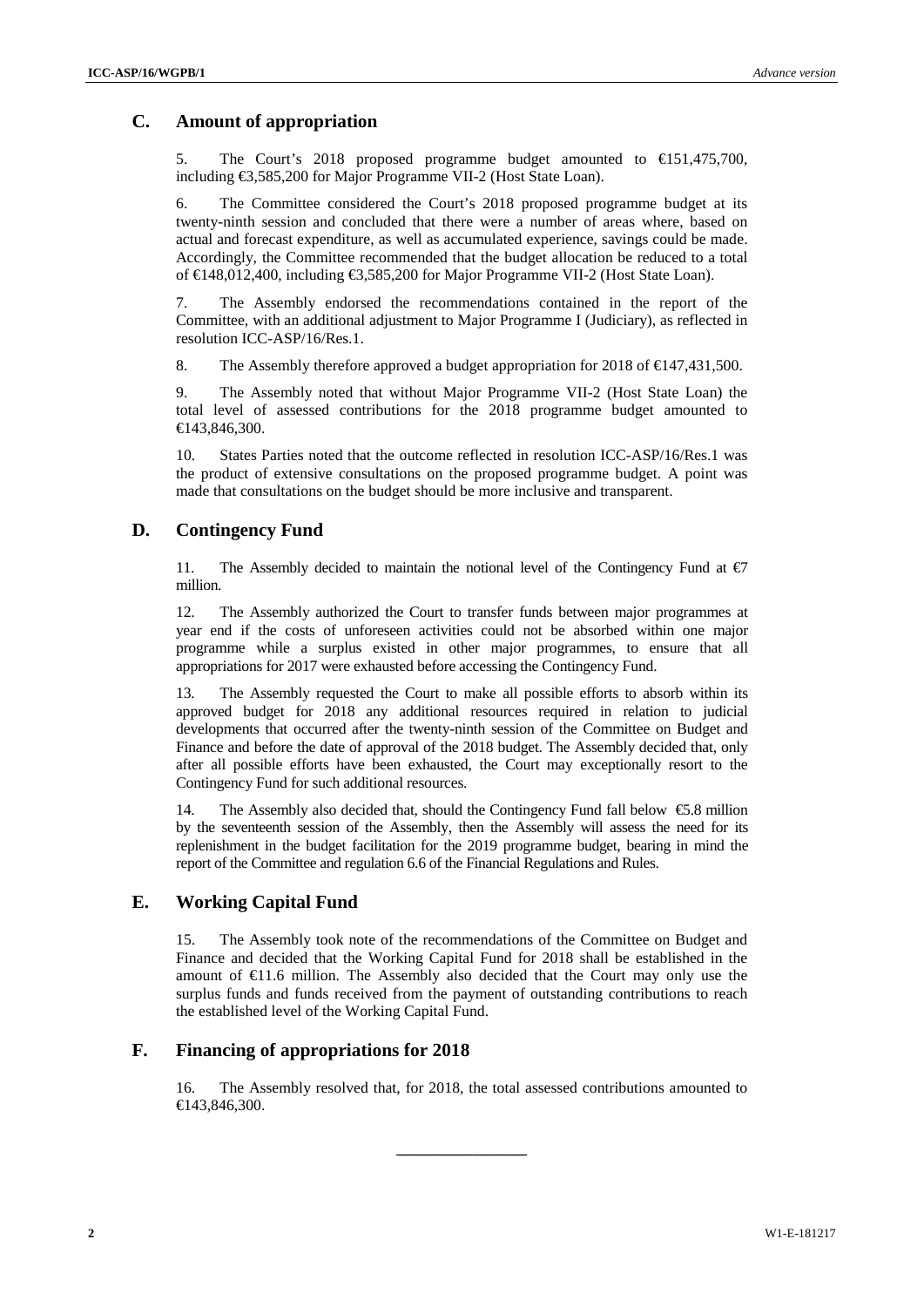## C. Amount of appropriation

5. The Court's 2018 proposed programme budget amounted to €151,475,700, including €3,585,200 for Major Programme VII-2 (Host State Loan).

6. The Committee considered the Court's 2018 proposed programme budget at its twenty-ninth session and concluded that there were a number of areas where, based on actual and forecast expenditure, as well as accumulated experience, savings could be made. Accordingly, the Committee recommended that the budget allocation be reduced to a total of €148,012,400, including €3,585,200 for Major Programme VII-2 (Host State Loan).

7. The Assembly endorsed the recommendations contained in the report of the Committee, with an additional adjustment to Major Programme I (Judiciary), as reflected in resolution ICC-ASP/16/Res.1.

8. The Assembly therefore approved a budget appropriation for 2018 of €147,431,500.

9. The Assembly noted that without Major Programme VII-2 (Host State Loan) the total level of assessed contributions for the 2018 programme budget amounted to €143,846,300.

10. States Parties noted that the outcome reflected in resolution ICC-ASP/16/Res.1 was the product of extensive consultations on the proposed programme budget. A point was made that consultations on the budget should be more inclusive and transparent.

## D. Contingency Fund

11. The Assembly decided to maintain the notional level of the Contingency Fund at €7 million.

12. The Assembly authorized the Court to transfer funds between major programmes at year end if the costs of unforeseen activities could not be absorbed within one major programme while a surplus existed in other major programmes, to ensure that all appropriations for 2017 were exhausted before accessing the Contingency Fund.

13. The Assembly requested the Court to make all possible efforts to absorb within its approved budget for 2018 any additional resources required in relation to judicial developments that occurred after the twenty-ninth session of the Committee on Budget and Finance and before the date of approval of the 2018 budget. The Assembly decided that, only after all possible efforts have been exhausted, the Court may exceptionally resort to the Contingency Fund for such additional resources.

14. The Assembly also decided that, should the Contingency Fund fall below €5.8 million by the seventeenth session of the Assembly, then the Assembly will assess the need for its replenishment in the budget facilitation for the 2019 programme budget, bearing in mind the report of the Committee and regulation 6.6 of the Financial Regulations and Rules.

## E. Working Capital Fund

15. The Assembly took note of the recommendations of the Committee on Budget and Finance and decided that the Working Capital Fund for 2018 shall be established in the amount of €11.6 million. The Assembly also decided that the Court may only use the surplus funds and funds received from the payment of outstanding contributions to reach the established level of the Working Capital Fund.

## F. Financing of appropriations for 2018

16. The Assembly resolved that, for 2018, the total assessed contributions amounted to €143,846,300.